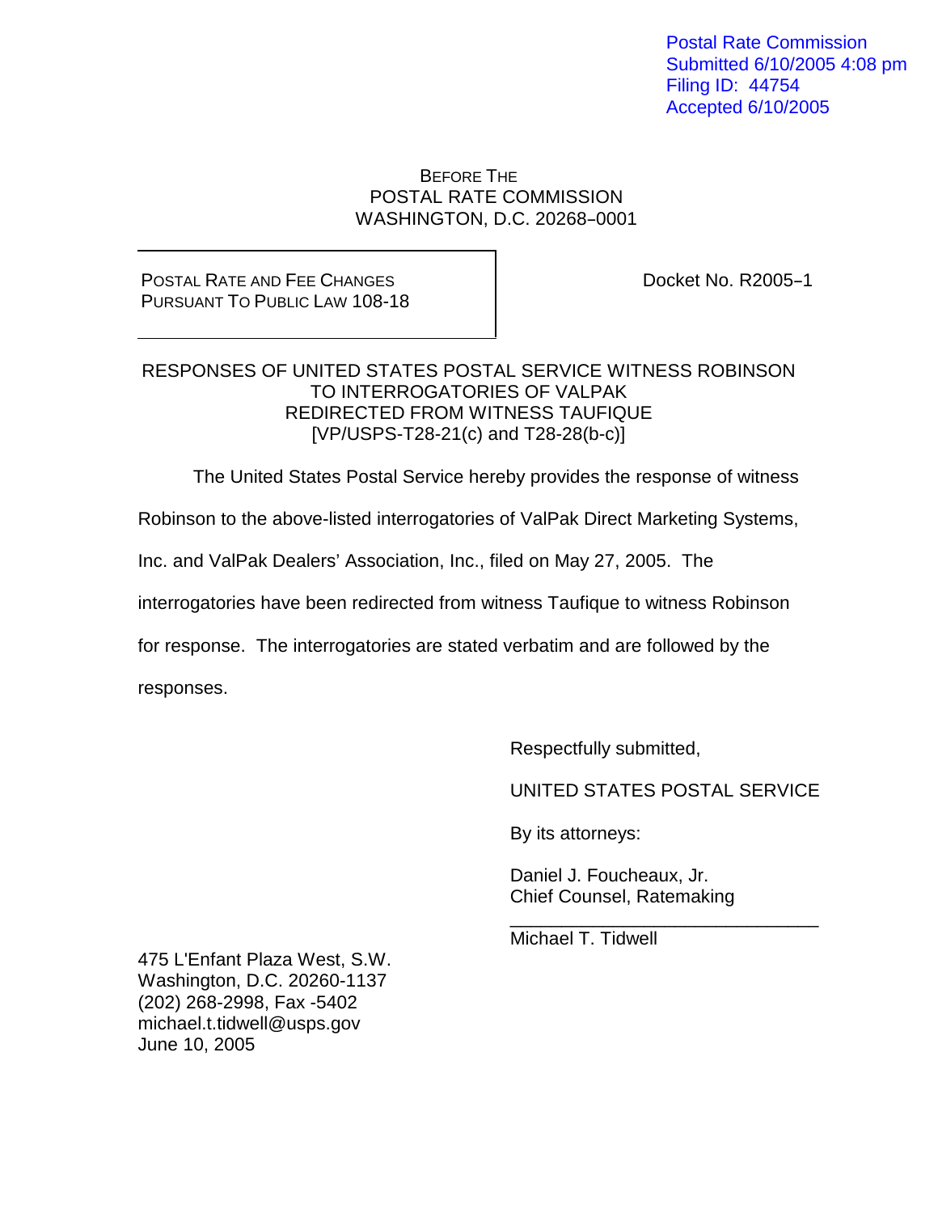Postal Rate Commission
Submitted 6/10/2005 4:08 pm
Filing ID: 44754
Accepted 6/10/2005

BEFORE THE
POSTAL RATE COMMISSION
WASHINGTON, D.C. 20268–0001

| POSTAL RATE AND FEE CHANGES PURSUANT TO PUBLIC LAW 108-18 | Docket No. R2005–1 |
|---|---|

RESPONSES OF UNITED STATES POSTAL SERVICE WITNESS ROBINSON
TO INTERROGATORIES OF VALPAK
REDIRECTED FROM WITNESS TAUFIQUE
[VP/USPS-T28-21(c) and T28-28(b-c)]

The United States Postal Service hereby provides the response of witness Robinson to the above-listed interrogatories of ValPak Direct Marketing Systems, Inc. and ValPak Dealers' Association, Inc., filed on May 27, 2005. The interrogatories have been redirected from witness Taufique to witness Robinson for response. The interrogatories are stated verbatim and are followed by the responses.

Respectfully submitted,

UNITED STATES POSTAL SERVICE

By its attorneys:

Daniel J. Foucheaux, Jr.
Chief Counsel, Ratemaking

\_\_\_\_\_\_\_\_\_\_\_\_\_\_\_\_\_\_\_\_\_\_\_\_\_\_\_\_\_\_
Michael T. Tidwell

475 L'Enfant Plaza West, S.W.
Washington, D.C. 20260-1137
(202) 268-2998, Fax -5402
michael.t.tidwell@usps.gov
June 10, 2005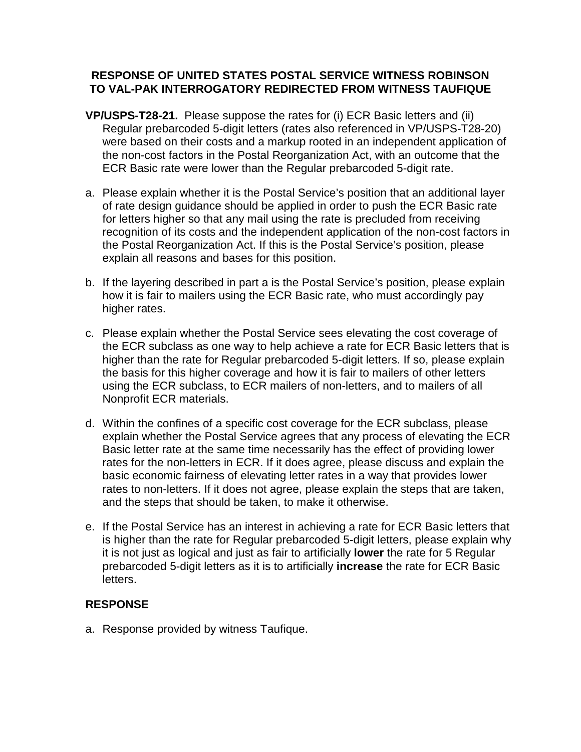**RESPONSE OF UNITED STATES POSTAL SERVICE WITNESS ROBINSON TO VAL-PAK INTERROGATORY REDIRECTED FROM WITNESS TAUFIQUE**

**VP/USPS-T28-21.** Please suppose the rates for (i) ECR Basic letters and (ii) Regular prebarcoded 5-digit letters (rates also referenced in VP/USPS-T28-20) were based on their costs and a markup rooted in an independent application of the non-cost factors in the Postal Reorganization Act, with an outcome that the ECR Basic rate were lower than the Regular prebarcoded 5-digit rate.

a. Please explain whether it is the Postal Service's position that an additional layer of rate design guidance should be applied in order to push the ECR Basic rate for letters higher so that any mail using the rate is precluded from receiving recognition of its costs and the independent application of the non-cost factors in the Postal Reorganization Act. If this is the Postal Service's position, please explain all reasons and bases for this position.

b. If the layering described in part a is the Postal Service's position, please explain how it is fair to mailers using the ECR Basic rate, who must accordingly pay higher rates.

c. Please explain whether the Postal Service sees elevating the cost coverage of the ECR subclass as one way to help achieve a rate for ECR Basic letters that is higher than the rate for Regular prebarcoded 5-digit letters. If so, please explain the basis for this higher coverage and how it is fair to mailers of other letters using the ECR subclass, to ECR mailers of non-letters, and to mailers of all Nonprofit ECR materials.

d. Within the confines of a specific cost coverage for the ECR subclass, please explain whether the Postal Service agrees that any process of elevating the ECR Basic letter rate at the same time necessarily has the effect of providing lower rates for the non-letters in ECR. If it does agree, please discuss and explain the basic economic fairness of elevating letter rates in a way that provides lower rates to non-letters. If it does not agree, please explain the steps that are taken, and the steps that should be taken, to make it otherwise.

e. If the Postal Service has an interest in achieving a rate for ECR Basic letters that is higher than the rate for Regular prebarcoded 5-digit letters, please explain why it is not just as logical and just as fair to artificially **lower** the rate for 5 Regular prebarcoded 5-digit letters as it is to artificially **increase** the rate for ECR Basic letters.

**RESPONSE**

a. Response provided by witness Taufique.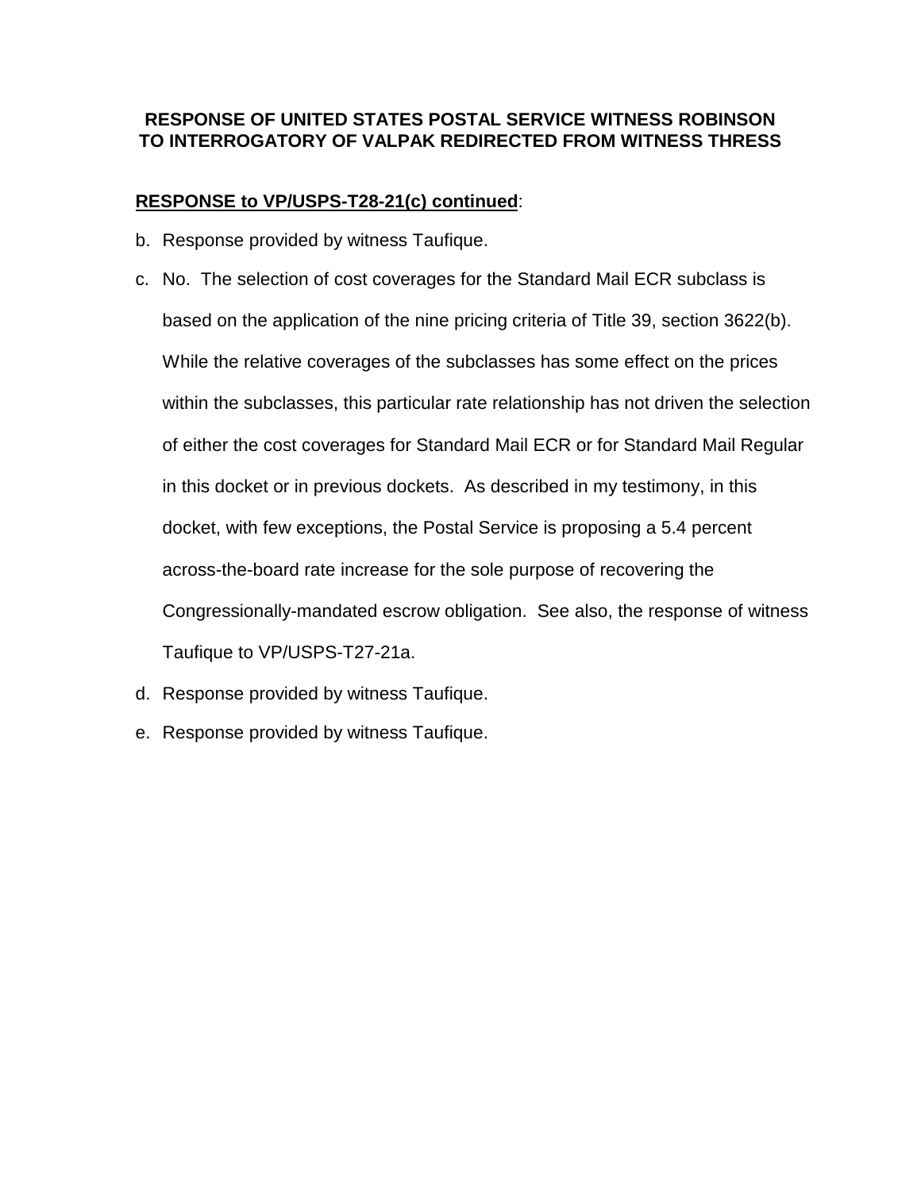## RESPONSE OF UNITED STATES POSTAL SERVICE WITNESS ROBINSON TO INTERROGATORY OF VALPAK REDIRECTED FROM WITNESS THRESS

**RESPONSE to VP/USPS-T28-21(c) continued**:

b. Response provided by witness Taufique.

c. No. The selection of cost coverages for the Standard Mail ECR subclass is based on the application of the nine pricing criteria of Title 39, section 3622(b). While the relative coverages of the subclasses has some effect on the prices within the subclasses, this particular rate relationship has not driven the selection of either the cost coverages for Standard Mail ECR or for Standard Mail Regular in this docket or in previous dockets. As described in my testimony, in this docket, with few exceptions, the Postal Service is proposing a 5.4 percent across-the-board rate increase for the sole purpose of recovering the Congressionally-mandated escrow obligation. See also, the response of witness Taufique to VP/USPS-T27-21a.

d. Response provided by witness Taufique.

e. Response provided by witness Taufique.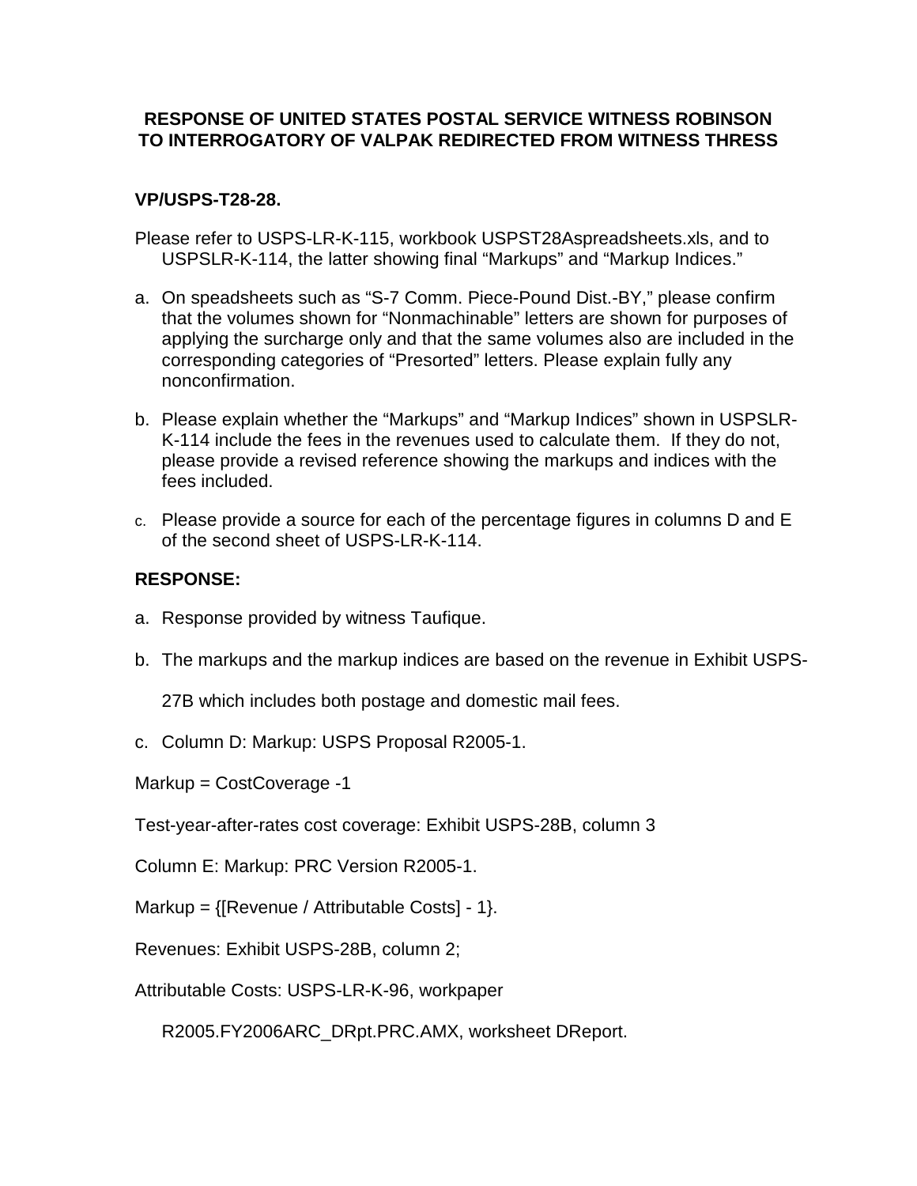**RESPONSE OF UNITED STATES POSTAL SERVICE WITNESS ROBINSON TO INTERROGATORY OF VALPAK REDIRECTED FROM WITNESS THRESS**

**VP/USPS-T28-28.**

Please refer to USPS-LR-K-115, workbook USPST28Aspreadsheets.xls, and to USPSLR-K-114, the latter showing final "Markups" and "Markup Indices."

a. On speadsheets such as "S-7 Comm. Piece-Pound Dist.-BY," please confirm that the volumes shown for "Nonmachinable" letters are shown for purposes of applying the surcharge only and that the same volumes also are included in the corresponding categories of "Presorted" letters. Please explain fully any nonconfirmation.

b. Please explain whether the "Markups" and "Markup Indices" shown in USPSLR-K-114 include the fees in the revenues used to calculate them. If they do not, please provide a revised reference showing the markups and indices with the fees included.

c. Please provide a source for each of the percentage figures in columns D and E of the second sheet of USPS-LR-K-114.

**RESPONSE:**

a. Response provided by witness Taufique.

b. The markups and the markup indices are based on the revenue in Exhibit USPS-27B which includes both postage and domestic mail fees.

c. Column D: Markup: USPS Proposal R2005-1.

Markup = CostCoverage -1

Test-year-after-rates cost coverage: Exhibit USPS-28B, column 3

Column E: Markup: PRC Version R2005-1.

Markup = {[Revenue / Attributable Costs] - 1}.

Revenues: Exhibit USPS-28B, column 2;

Attributable Costs: USPS-LR-K-96, workpaper R2005.FY2006ARC_DRpt.PRC.AMX, worksheet DReport.